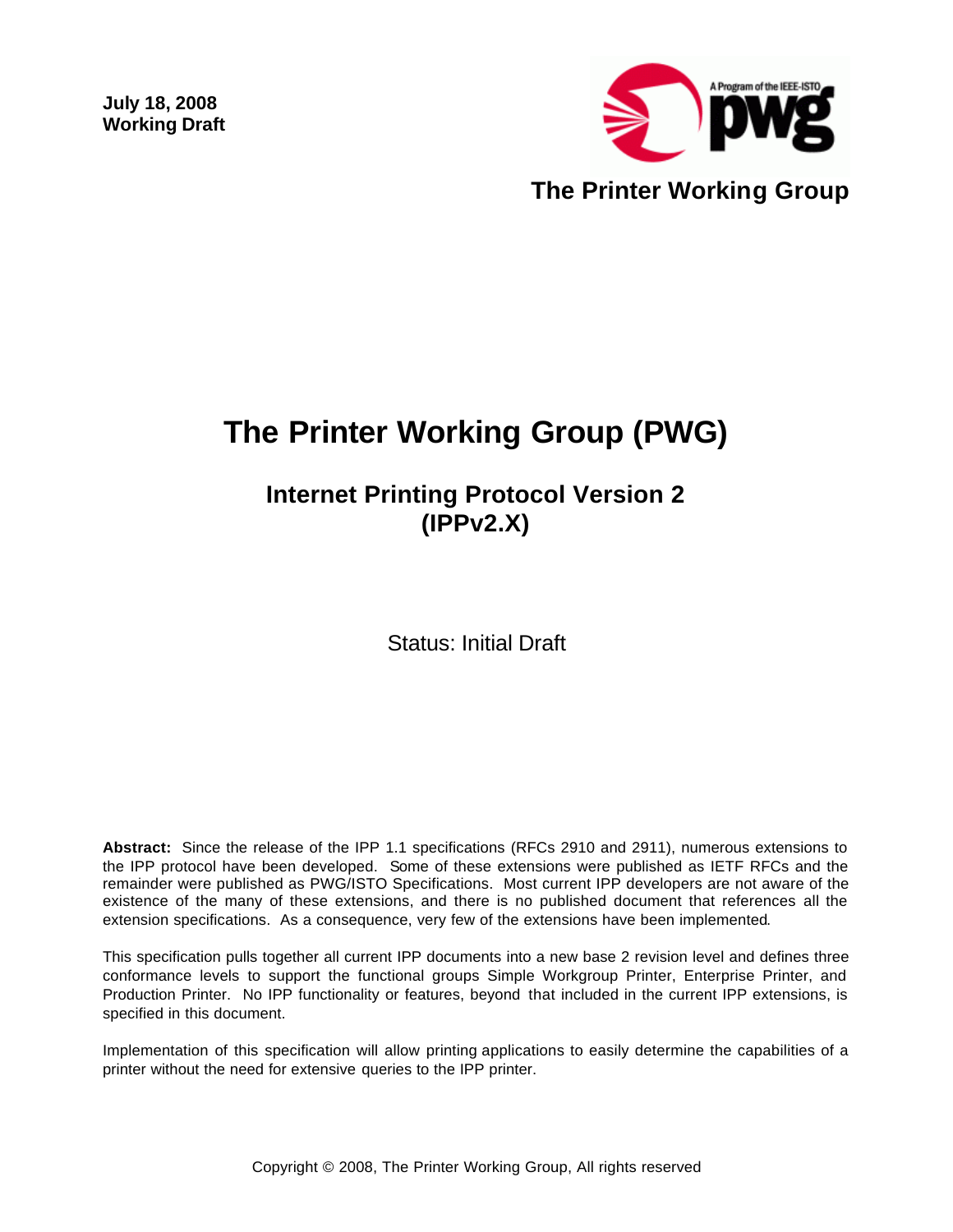**July 18, 2008**
**Working Draft**

**The Printer Working Group**

# The Printer Working Group (PWG)

## Internet Printing Protocol Version 2 (IPPv2.X)

Status: Initial Draft

**Abstract:** Since the release of the IPP 1.1 specifications (RFCs 2910 and 2911), numerous extensions to the IPP protocol have been developed. Some of these extensions were published as IETF RFCs and the remainder were published as PWG/ISTO Specifications. Most current IPP developers are not aware of the existence of the many of these extensions, and there is no published document that references all the extension specifications. As a consequence, very few of the extensions have been implemented.

This specification pulls together all current IPP documents into a new base 2 revision level and defines three conformance levels to support the functional groups Simple Workgroup Printer, Enterprise Printer, and Production Printer. No IPP functionality or features, beyond that included in the current IPP extensions, is specified in this document.

Implementation of this specification will allow printing applications to easily determine the capabilities of a printer without the need for extensive queries to the IPP printer.

Copyright © 2008, The Printer Working Group, All rights reserved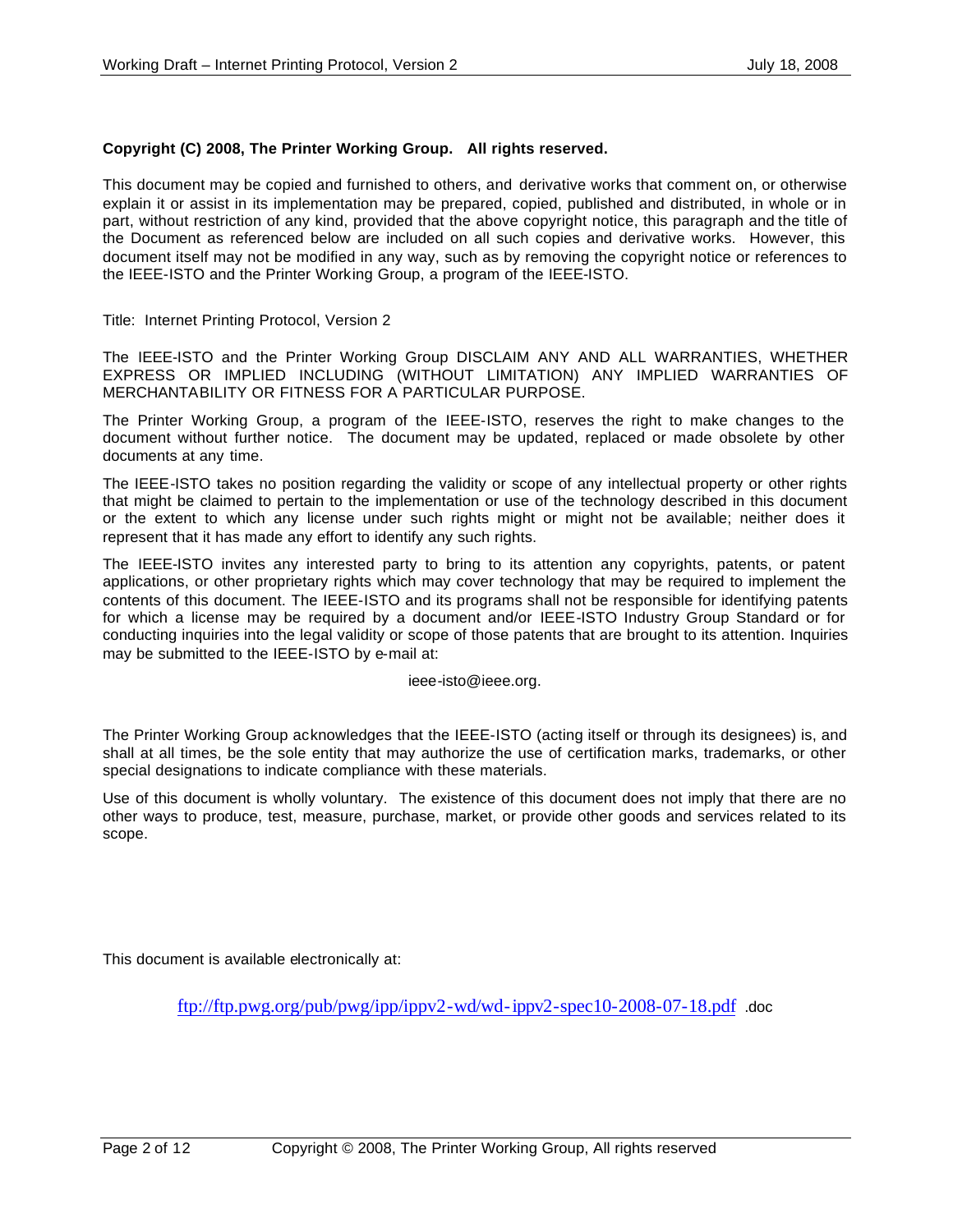**Copyright (C) 2008, The Printer Working Group. All rights reserved.**

This document may be copied and furnished to others, and derivative works that comment on, or otherwise explain it or assist in its implementation may be prepared, copied, published and distributed, in whole or in part, without restriction of any kind, provided that the above copyright notice, this paragraph and the title of the Document as referenced below are included on all such copies and derivative works. However, this document itself may not be modified in any way, such as by removing the copyright notice or references to the IEEE-ISTO and the Printer Working Group, a program of the IEEE-ISTO.

Title: Internet Printing Protocol, Version 2

The IEEE-ISTO and the Printer Working Group DISCLAIM ANY AND ALL WARRANTIES, WHETHER EXPRESS OR IMPLIED INCLUDING (WITHOUT LIMITATION) ANY IMPLIED WARRANTIES OF MERCHANTABILITY OR FITNESS FOR A PARTICULAR PURPOSE.

The Printer Working Group, a program of the IEEE-ISTO, reserves the right to make changes to the document without further notice. The document may be updated, replaced or made obsolete by other documents at any time.

The IEEE-ISTO takes no position regarding the validity or scope of any intellectual property or other rights that might be claimed to pertain to the implementation or use of the technology described in this document or the extent to which any license under such rights might or might not be available; neither does it represent that it has made any effort to identify any such rights.

The IEEE-ISTO invites any interested party to bring to its attention any copyrights, patents, or patent applications, or other proprietary rights which may cover technology that may be required to implement the contents of this document. The IEEE-ISTO and its programs shall not be responsible for identifying patents for which a license may be required by a document and/or IEEE-ISTO Industry Group Standard or for conducting inquiries into the legal validity or scope of those patents that are brought to its attention. Inquiries may be submitted to the IEEE-ISTO by e-mail at:

ieee-isto@ieee.org.

The Printer Working Group acknowledges that the IEEE-ISTO (acting itself or through its designees) is, and shall at all times, be the sole entity that may authorize the use of certification marks, trademarks, or other special designations to indicate compliance with these materials.

Use of this document is wholly voluntary. The existence of this document does not imply that there are no other ways to produce, test, measure, purchase, market, or provide other goods and services related to its scope.

This document is available electronically at:

ftp://ftp.pwg.org/pub/pwg/ipp/ippv2-wd/wd-ippv2-spec10-2008-07-18.pdf .doc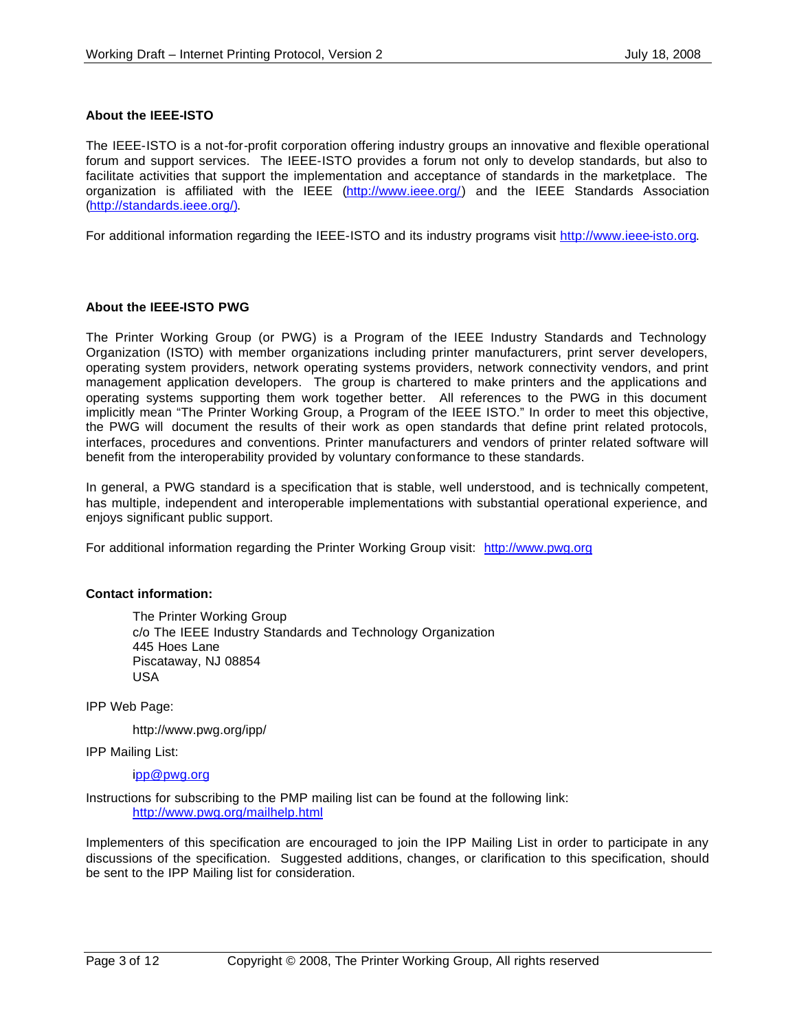**About the IEEE-ISTO**

The IEEE-ISTO is a not-for-profit corporation offering industry groups an innovative and flexible operational forum and support services. The IEEE-ISTO provides a forum not only to develop standards, but also to facilitate activities that support the implementation and acceptance of standards in the marketplace. The organization is affiliated with the IEEE (http://www.ieee.org/) and the IEEE Standards Association (http://standards.ieee.org/).

For additional information regarding the IEEE-ISTO and its industry programs visit http://www.ieee-isto.org.

**About the IEEE-ISTO PWG**

The Printer Working Group (or PWG) is a Program of the IEEE Industry Standards and Technology Organization (ISTO) with member organizations including printer manufacturers, print server developers, operating system providers, network operating systems providers, network connectivity vendors, and print management application developers. The group is chartered to make printers and the applications and operating systems supporting them work together better. All references to the PWG in this document implicitly mean "The Printer Working Group, a Program of the IEEE ISTO." In order to meet this objective, the PWG will document the results of their work as open standards that define print related protocols, interfaces, procedures and conventions. Printer manufacturers and vendors of printer related software will benefit from the interoperability provided by voluntary conformance to these standards.

In general, a PWG standard is a specification that is stable, well understood, and is technically competent, has multiple, independent and interoperable implementations with substantial operational experience, and enjoys significant public support.

For additional information regarding the Printer Working Group visit: http://www.pwg.org

**Contact information:**

The Printer Working Group
c/o The IEEE Industry Standards and Technology Organization
445 Hoes Lane
Piscataway, NJ 08854
USA

IPP Web Page:

http://www.pwg.org/ipp/

IPP Mailing List:

ipp@pwg.org

Instructions for subscribing to the PMP mailing list can be found at the following link:
http://www.pwg.org/mailhelp.html

Implementers of this specification are encouraged to join the IPP Mailing List in order to participate in any discussions of the specification. Suggested additions, changes, or clarification to this specification, should be sent to the IPP Mailing list for consideration.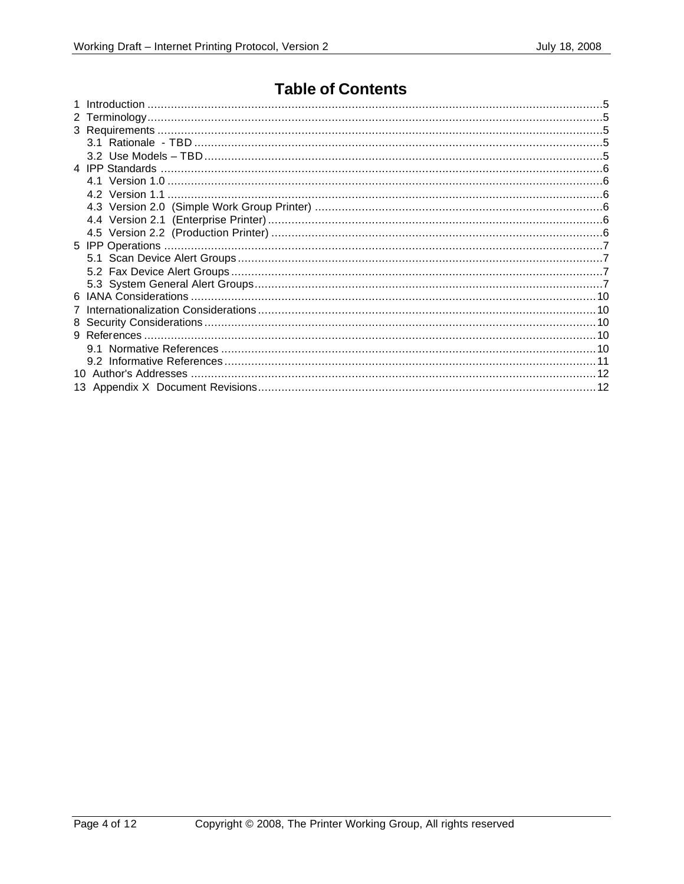# Table of Contents

1 Introduction ........................................................................................................................................5
2 Terminology........................................................................................................................................5
3 Requirements .....................................................................................................................................5
  3.1 Rationale - TBD ..........................................................................................................................5
  3.2 Use Models – TBD.......................................................................................................................5
4 IPP Standards ....................................................................................................................................6
  4.1 Version 1.0 ..................................................................................................................................6
  4.2 Version 1.1 ..................................................................................................................................6
  4.3 Version 2.0 (Simple Work Group Printer) ......................................................................................6
  4.4 Version 2.1 (Enterprise Printer)....................................................................................................6
  4.5 Version 2.2 (Production Printer) ...................................................................................................6
5 IPP Operations ...................................................................................................................................7
  5.1 Scan Device Alert Groups............................................................................................................7
  5.2 Fax Device Alert Groups..............................................................................................................7
  5.3 System General Alert Groups.......................................................................................................7
6 IANA Considerations .........................................................................................................................10
7 Internationalization Considerations.....................................................................................................10
8 Security Considerations.....................................................................................................................10
9 References .......................................................................................................................................10
  9.1 Normative References ................................................................................................................10
  9.2 Informative References...............................................................................................................11
10 Author's Addresses .........................................................................................................................12
13 Appendix X Document Revisions.....................................................................................................12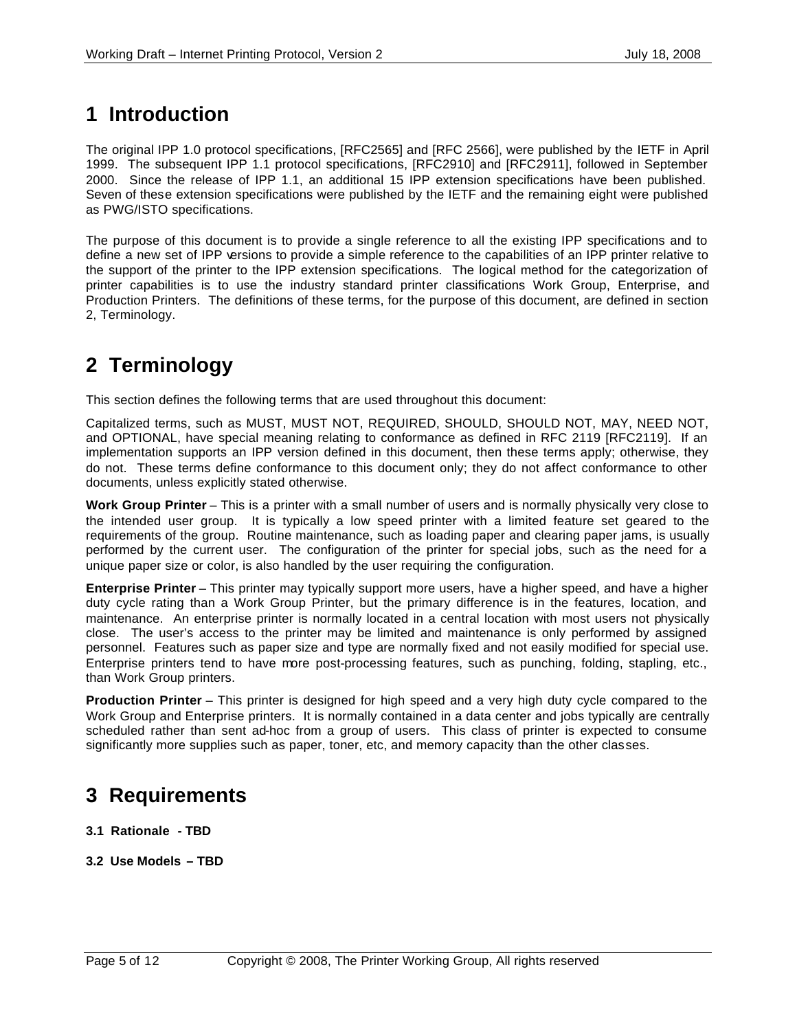# 1 Introduction

The original IPP 1.0 protocol specifications, [RFC2565] and [RFC 2566], were published by the IETF in April 1999. The subsequent IPP 1.1 protocol specifications, [RFC2910] and [RFC2911], followed in September 2000. Since the release of IPP 1.1, an additional 15 IPP extension specifications have been published. Seven of these extension specifications were published by the IETF and the remaining eight were published as PWG/ISTO specifications.

The purpose of this document is to provide a single reference to all the existing IPP specifications and to define a new set of IPP versions to provide a simple reference to the capabilities of an IPP printer relative to the support of the printer to the IPP extension specifications. The logical method for the categorization of printer capabilities is to use the industry standard printer classifications Work Group, Enterprise, and Production Printers. The definitions of these terms, for the purpose of this document, are defined in section 2, Terminology.

# 2 Terminology

This section defines the following terms that are used throughout this document:

Capitalized terms, such as MUST, MUST NOT, REQUIRED, SHOULD, SHOULD NOT, MAY, NEED NOT, and OPTIONAL, have special meaning relating to conformance as defined in RFC 2119 [RFC2119]. If an implementation supports an IPP version defined in this document, then these terms apply; otherwise, they do not. These terms define conformance to this document only; they do not affect conformance to other documents, unless explicitly stated otherwise.

**Work Group Printer** – This is a printer with a small number of users and is normally physically very close to the intended user group. It is typically a low speed printer with a limited feature set geared to the requirements of the group. Routine maintenance, such as loading paper and clearing paper jams, is usually performed by the current user. The configuration of the printer for special jobs, such as the need for a unique paper size or color, is also handled by the user requiring the configuration.

**Enterprise Printer** – This printer may typically support more users, have a higher speed, and have a higher duty cycle rating than a Work Group Printer, but the primary difference is in the features, location, and maintenance. An enterprise printer is normally located in a central location with most users not physically close. The user's access to the printer may be limited and maintenance is only performed by assigned personnel. Features such as paper size and type are normally fixed and not easily modified for special use. Enterprise printers tend to have more post-processing features, such as punching, folding, stapling, etc., than Work Group printers.

**Production Printer** – This printer is designed for high speed and a very high duty cycle compared to the Work Group and Enterprise printers. It is normally contained in a data center and jobs typically are centrally scheduled rather than sent ad-hoc from a group of users. This class of printer is expected to consume significantly more supplies such as paper, toner, etc, and memory capacity than the other classes.

# 3 Requirements

### 3.1 Rationale - TBD

### 3.2 Use Models – TBD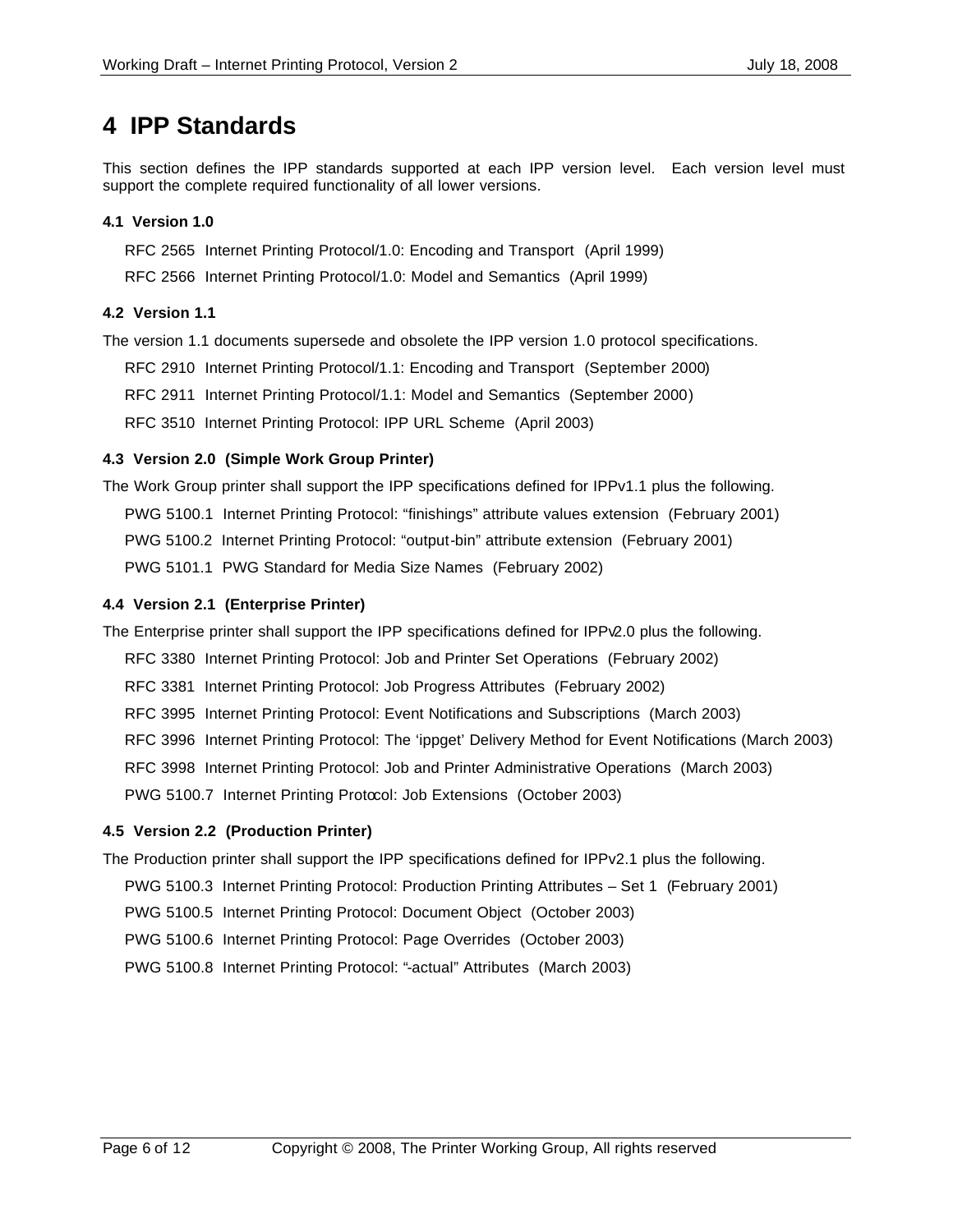# 4 IPP Standards

This section defines the IPP standards supported at each IPP version level. Each version level must support the complete required functionality of all lower versions.

### 4.1 Version 1.0

RFC 2565 Internet Printing Protocol/1.0: Encoding and Transport (April 1999)

RFC 2566 Internet Printing Protocol/1.0: Model and Semantics (April 1999)

### 4.2 Version 1.1

The version 1.1 documents supersede and obsolete the IPP version 1.0 protocol specifications.

RFC 2910 Internet Printing Protocol/1.1: Encoding and Transport (September 2000)

RFC 2911 Internet Printing Protocol/1.1: Model and Semantics (September 2000)

RFC 3510 Internet Printing Protocol: IPP URL Scheme (April 2003)

### 4.3 Version 2.0 (Simple Work Group Printer)

The Work Group printer shall support the IPP specifications defined for IPPv1.1 plus the following.

PWG 5100.1 Internet Printing Protocol: “finishings” attribute values extension (February 2001)

PWG 5100.2 Internet Printing Protocol: “output-bin” attribute extension (February 2001)

PWG 5101.1 PWG Standard for Media Size Names (February 2002)

### 4.4 Version 2.1 (Enterprise Printer)

The Enterprise printer shall support the IPP specifications defined for IPPv2.0 plus the following.

RFC 3380 Internet Printing Protocol: Job and Printer Set Operations (February 2002)

RFC 3381 Internet Printing Protocol: Job Progress Attributes (February 2002)

RFC 3995 Internet Printing Protocol: Event Notifications and Subscriptions (March 2003)

RFC 3996 Internet Printing Protocol: The ‘ippget’ Delivery Method for Event Notifications (March 2003)

RFC 3998 Internet Printing Protocol: Job and Printer Administrative Operations (March 2003)

PWG 5100.7 Internet Printing Protocol: Job Extensions (October 2003)

### 4.5 Version 2.2 (Production Printer)

The Production printer shall support the IPP specifications defined for IPPv2.1 plus the following.

PWG 5100.3 Internet Printing Protocol: Production Printing Attributes – Set 1 (February 2001)

PWG 5100.5 Internet Printing Protocol: Document Object (October 2003)

PWG 5100.6 Internet Printing Protocol: Page Overrides (October 2003)

PWG 5100.8 Internet Printing Protocol: “-actual” Attributes (March 2003)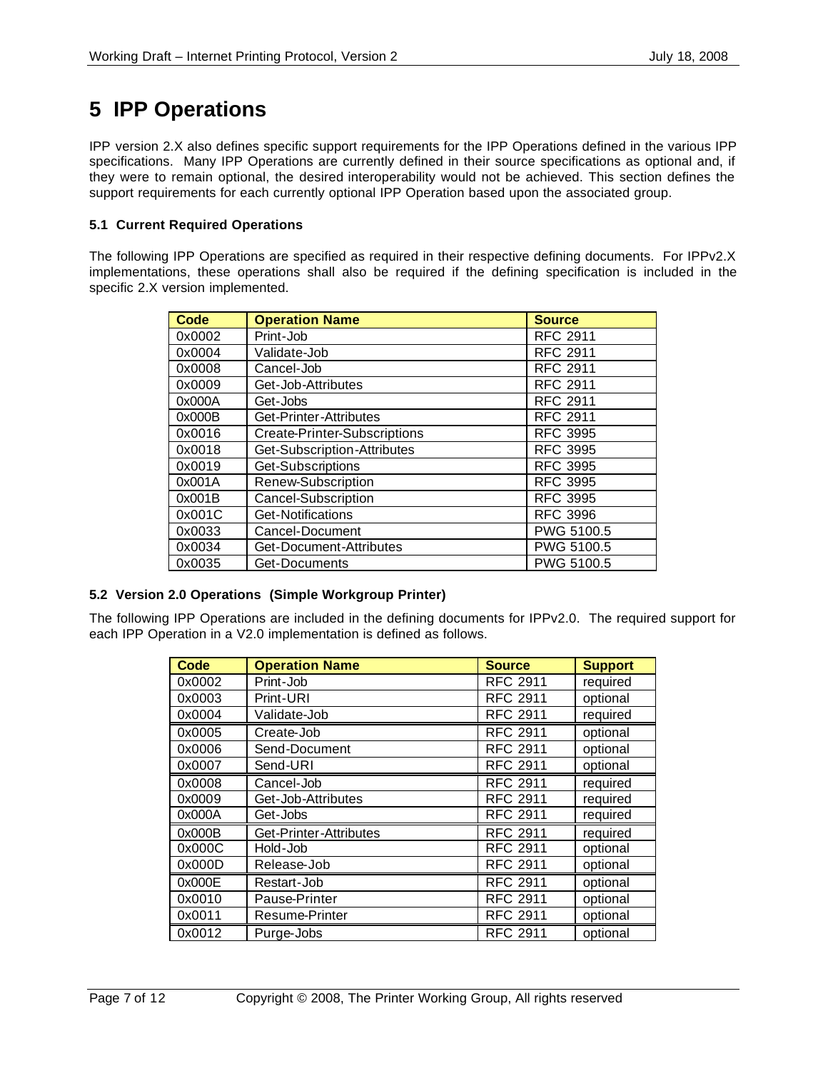# 5 IPP Operations

IPP version 2.X also defines specific support requirements for the IPP Operations defined in the various IPP specifications. Many IPP Operations are currently defined in their source specifications as optional and, if they were to remain optional, the desired interoperability would not be achieved. This section defines the support requirements for each currently optional IPP Operation based upon the associated group.

### 5.1 Current Required Operations

The following IPP Operations are specified as required in their respective defining documents. For IPPv2.X implementations, these operations shall also be required if the defining specification is included in the specific 2.X version implemented.

| Code | Operation Name | Source |
|---|---|---|
| 0x0002 | Print-Job | RFC 2911 |
| 0x0004 | Validate-Job | RFC 2911 |
| 0x0008 | Cancel-Job | RFC 2911 |
| 0x0009 | Get-Job-Attributes | RFC 2911 |
| 0x000A | Get-Jobs | RFC 2911 |
| 0x000B | Get-Printer-Attributes | RFC 2911 |
| 0x0016 | Create-Printer-Subscriptions | RFC 3995 |
| 0x0018 | Get-Subscription-Attributes | RFC 3995 |
| 0x0019 | Get-Subscriptions | RFC 3995 |
| 0x001A | Renew-Subscription | RFC 3995 |
| 0x001B | Cancel-Subscription | RFC 3995 |
| 0x001C | Get-Notifications | RFC 3996 |
| 0x0033 | Cancel-Document | PWG 5100.5 |
| 0x0034 | Get-Document-Attributes | PWG 5100.5 |
| 0x0035 | Get-Documents | PWG 5100.5 |

### 5.2 Version 2.0 Operations (Simple Workgroup Printer)

The following IPP Operations are included in the defining documents for IPPv2.0. The required support for each IPP Operation in a V2.0 implementation is defined as follows.

| Code | Operation Name | Source | Support |
|---|---|---|---|
| 0x0002 | Print-Job | RFC 2911 | required |
| 0x0003 | Print-URI | RFC 2911 | optional |
| 0x0004 | Validate-Job | RFC 2911 | required |
| 0x0005 | Create-Job | RFC 2911 | optional |
| 0x0006 | Send-Document | RFC 2911 | optional |
| 0x0007 | Send-URI | RFC 2911 | optional |
| 0x0008 | Cancel-Job | RFC 2911 | required |
| 0x0009 | Get-Job-Attributes | RFC 2911 | required |
| 0x000A | Get-Jobs | RFC 2911 | required |
| 0x000B | Get-Printer-Attributes | RFC 2911 | required |
| 0x000C | Hold-Job | RFC 2911 | optional |
| 0x000D | Release-Job | RFC 2911 | optional |
| 0x000E | Restart-Job | RFC 2911 | optional |
| 0x0010 | Pause-Printer | RFC 2911 | optional |
| 0x0011 | Resume-Printer | RFC 2911 | optional |
| 0x0012 | Purge-Jobs | RFC 2911 | optional |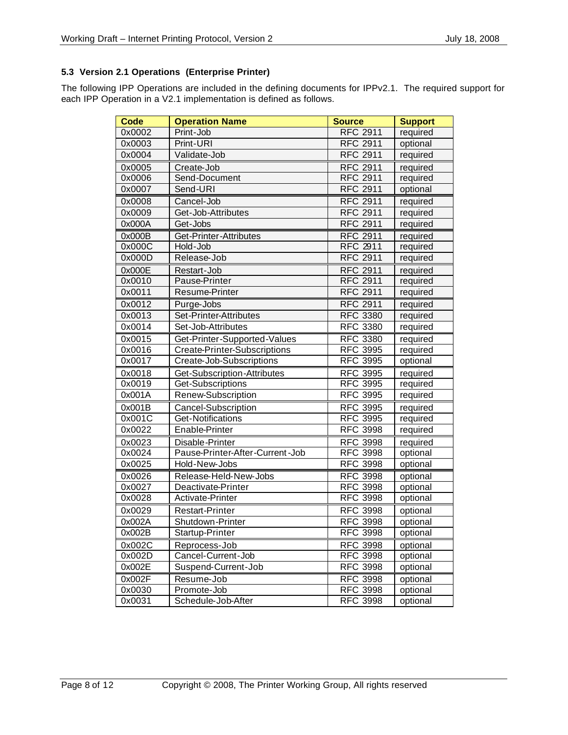### 5.3 Version 2.1 Operations (Enterprise Printer)

The following IPP Operations are included in the defining documents for IPPv2.1. The required support for each IPP Operation in a V2.1 implementation is defined as follows.

| Code | Operation Name | Source | Support |
|---|---|---|---|
| 0x0002 | Print-Job | RFC 2911 | required |
| 0x0003 | Print-URI | RFC 2911 | optional |
| 0x0004 | Validate-Job | RFC 2911 | required |
| 0x0005 | Create-Job | RFC 2911 | required |
| 0x0006 | Send-Document | RFC 2911 | required |
| 0x0007 | Send-URI | RFC 2911 | optional |
| 0x0008 | Cancel-Job | RFC 2911 | required |
| 0x0009 | Get-Job-Attributes | RFC 2911 | required |
| 0x000A | Get-Jobs | RFC 2911 | required |
| 0x000B | Get-Printer-Attributes | RFC 2911 | required |
| 0x000C | Hold-Job | RFC 2911 | required |
| 0x000D | Release-Job | RFC 2911 | required |
| 0x000E | Restart-Job | RFC 2911 | required |
| 0x0010 | Pause-Printer | RFC 2911 | required |
| 0x0011 | Resume-Printer | RFC 2911 | required |
| 0x0012 | Purge-Jobs | RFC 2911 | required |
| 0x0013 | Set-Printer-Attributes | RFC 3380 | required |
| 0x0014 | Set-Job-Attributes | RFC 3380 | required |
| 0x0015 | Get-Printer-Supported-Values | RFC 3380 | required |
| 0x0016 | Create-Printer-Subscriptions | RFC 3995 | required |
| 0x0017 | Create-Job-Subscriptions | RFC 3995 | optional |
| 0x0018 | Get-Subscription-Attributes | RFC 3995 | required |
| 0x0019 | Get-Subscriptions | RFC 3995 | required |
| 0x001A | Renew-Subscription | RFC 3995 | required |
| 0x001B | Cancel-Subscription | RFC 3995 | required |
| 0x001C | Get-Notifications | RFC 3995 | required |
| 0x0022 | Enable-Printer | RFC 3998 | required |
| 0x0023 | Disable-Printer | RFC 3998 | required |
| 0x0024 | Pause-Printer-After-Current-Job | RFC 3998 | optional |
| 0x0025 | Hold-New-Jobs | RFC 3998 | optional |
| 0x0026 | Release-Held-New-Jobs | RFC 3998 | optional |
| 0x0027 | Deactivate-Printer | RFC 3998 | optional |
| 0x0028 | Activate-Printer | RFC 3998 | optional |
| 0x0029 | Restart-Printer | RFC 3998 | optional |
| 0x002A | Shutdown-Printer | RFC 3998 | optional |
| 0x002B | Startup-Printer | RFC 3998 | optional |
| 0x002C | Reprocess-Job | RFC 3998 | optional |
| 0x002D | Cancel-Current-Job | RFC 3998 | optional |
| 0x002E | Suspend-Current-Job | RFC 3998 | optional |
| 0x002F | Resume-Job | RFC 3998 | optional |
| 0x0030 | Promote-Job | RFC 3998 | optional |
| 0x0031 | Schedule-Job-After | RFC 3998 | optional |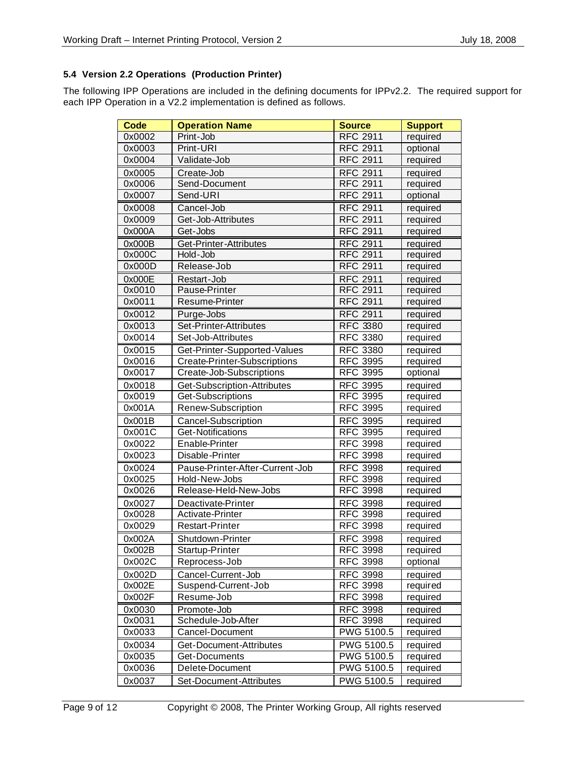### 5.4 Version 2.2 Operations (Production Printer)

The following IPP Operations are included in the defining documents for IPPv2.2. The required support for each IPP Operation in a V2.2 implementation is defined as follows.

| Code | Operation Name | Source | Support |
|---|---|---|---|
| 0x0002 | Print-Job | RFC 2911 | required |
| 0x0003 | Print-URI | RFC 2911 | optional |
| 0x0004 | Validate-Job | RFC 2911 | required |
| 0x0005 | Create-Job | RFC 2911 | required |
| 0x0006 | Send-Document | RFC 2911 | required |
| 0x0007 | Send-URI | RFC 2911 | optional |
| 0x0008 | Cancel-Job | RFC 2911 | required |
| 0x0009 | Get-Job-Attributes | RFC 2911 | required |
| 0x000A | Get-Jobs | RFC 2911 | required |
| 0x000B | Get-Printer-Attributes | RFC 2911 | required |
| 0x000C | Hold-Job | RFC 2911 | required |
| 0x000D | Release-Job | RFC 2911 | required |
| 0x000E | Restart-Job | RFC 2911 | required |
| 0x0010 | Pause-Printer | RFC 2911 | required |
| 0x0011 | Resume-Printer | RFC 2911 | required |
| 0x0012 | Purge-Jobs | RFC 2911 | required |
| 0x0013 | Set-Printer-Attributes | RFC 3380 | required |
| 0x0014 | Set-Job-Attributes | RFC 3380 | required |
| 0x0015 | Get-Printer-Supported-Values | RFC 3380 | required |
| 0x0016 | Create-Printer-Subscriptions | RFC 3995 | required |
| 0x0017 | Create-Job-Subscriptions | RFC 3995 | optional |
| 0x0018 | Get-Subscription-Attributes | RFC 3995 | required |
| 0x0019 | Get-Subscriptions | RFC 3995 | required |
| 0x001A | Renew-Subscription | RFC 3995 | required |
| 0x001B | Cancel-Subscription | RFC 3995 | required |
| 0x001C | Get-Notifications | RFC 3995 | required |
| 0x0022 | Enable-Printer | RFC 3998 | required |
| 0x0023 | Disable-Printer | RFC 3998 | required |
| 0x0024 | Pause-Printer-After-Current-Job | RFC 3998 | required |
| 0x0025 | Hold-New-Jobs | RFC 3998 | required |
| 0x0026 | Release-Held-New-Jobs | RFC 3998 | required |
| 0x0027 | Deactivate-Printer | RFC 3998 | required |
| 0x0028 | Activate-Printer | RFC 3998 | required |
| 0x0029 | Restart-Printer | RFC 3998 | required |
| 0x002A | Shutdown-Printer | RFC 3998 | required |
| 0x002B | Startup-Printer | RFC 3998 | required |
| 0x002C | Reprocess-Job | RFC 3998 | optional |
| 0x002D | Cancel-Current-Job | RFC 3998 | required |
| 0x002E | Suspend-Current-Job | RFC 3998 | required |
| 0x002F | Resume-Job | RFC 3998 | required |
| 0x0030 | Promote-Job | RFC 3998 | required |
| 0x0031 | Schedule-Job-After | RFC 3998 | required |
| 0x0033 | Cancel-Document | PWG 5100.5 | required |
| 0x0034 | Get-Document-Attributes | PWG 5100.5 | required |
| 0x0035 | Get-Documents | PWG 5100.5 | required |
| 0x0036 | Delete-Document | PWG 5100.5 | required |
| 0x0037 | Set-Document-Attributes | PWG 5100.5 | required |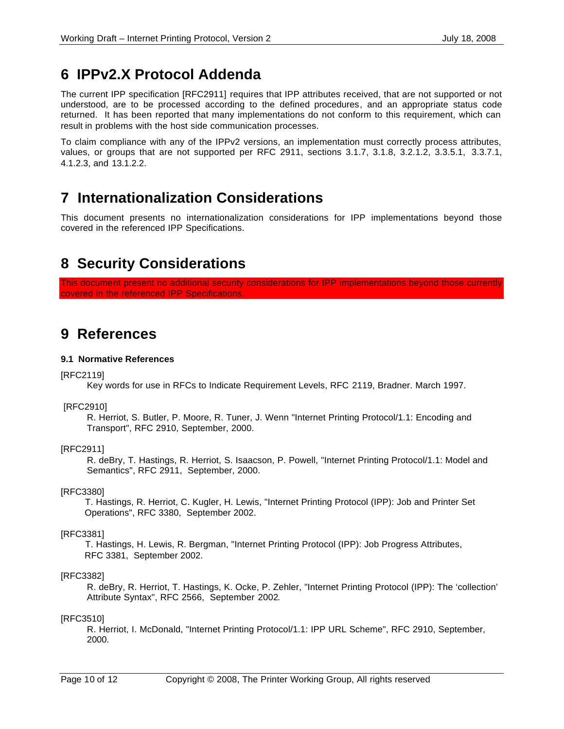# 6 IPPv2.X Protocol Addenda

The current IPP specification [RFC2911] requires that IPP attributes received, that are not supported or not understood, are to be processed according to the defined procedures, and an appropriate status code returned. It has been reported that many implementations do not conform to this requirement, which can result in problems with the host side communication processes.

To claim compliance with any of the IPPv2 versions, an implementation must correctly process attributes, values, or groups that are not supported per RFC 2911, sections 3.1.7, 3.1.8, 3.2.1.2, 3.3.5.1, 3.3.7.1, 4.1.2.3, and 13.1.2.2.

# 7 Internationalization Considerations

This document presents no internationalization considerations for IPP implementations beyond those covered in the referenced IPP Specifications.

# 8 Security Considerations

This document present no additional security considerations for IPP implementations beyond those currently covered in the referenced IPP Specifications.

# 9 References

### 9.1 Normative References

[RFC2119]
Key words for use in RFCs to Indicate Requirement Levels, RFC 2119, Bradner. March 1997.

[RFC2910]
R. Herriot, S. Butler, P. Moore, R. Tuner, J. Wenn "Internet Printing Protocol/1.1: Encoding and Transport", RFC 2910, September, 2000.

[RFC2911]
R. deBry, T. Hastings, R. Herriot, S. Isaacson, P. Powell, "Internet Printing Protocol/1.1: Model and Semantics", RFC 2911, September, 2000.

[RFC3380]
T. Hastings, R. Herriot, C. Kugler, H. Lewis, "Internet Printing Protocol (IPP): Job and Printer Set Operations", RFC 3380, September 2002.

[RFC3381]
T. Hastings, H. Lewis, R. Bergman, "Internet Printing Protocol (IPP): Job Progress Attributes, RFC 3381, September 2002.

[RFC3382]
R. deBry, R. Herriot, T. Hastings, K. Ocke, P. Zehler, "Internet Printing Protocol (IPP): The 'collection' Attribute Syntax", RFC 2566, September 2002.

[RFC3510]
R. Herriot, I. McDonald, "Internet Printing Protocol/1.1: IPP URL Scheme", RFC 2910, September, 2000.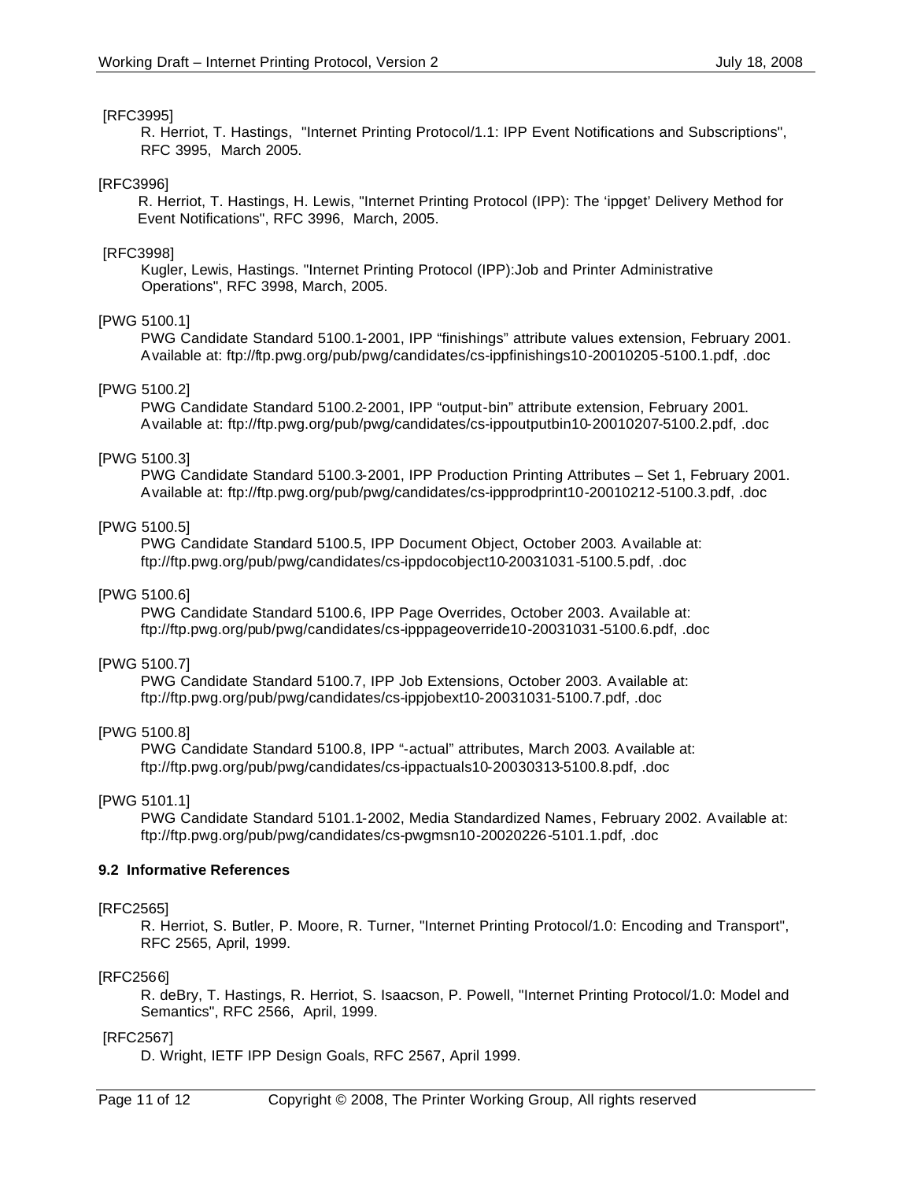[RFC3995]

R. Herriot, T. Hastings, "Internet Printing Protocol/1.1: IPP Event Notifications and Subscriptions", RFC 3995, March 2005.

[RFC3996]

R. Herriot, T. Hastings, H. Lewis, "Internet Printing Protocol (IPP): The 'ippget' Delivery Method for Event Notifications", RFC 3996, March, 2005.

[RFC3998]

Kugler, Lewis, Hastings. "Internet Printing Protocol (IPP):Job and Printer Administrative Operations", RFC 3998, March, 2005.

[PWG 5100.1]

PWG Candidate Standard 5100.1-2001, IPP "finishings" attribute values extension, February 2001. Available at: ftp://ftp.pwg.org/pub/pwg/candidates/cs-ippfinishings10-20010205-5100.1.pdf, .doc

[PWG 5100.2]

PWG Candidate Standard 5100.2-2001, IPP "output-bin" attribute extension, February 2001. Available at: ftp://ftp.pwg.org/pub/pwg/candidates/cs-ippoutputbin10-20010207-5100.2.pdf, .doc

[PWG 5100.3]

PWG Candidate Standard 5100.3-2001, IPP Production Printing Attributes – Set 1, February 2001. Available at: ftp://ftp.pwg.org/pub/pwg/candidates/cs-ippprodprint10-20010212-5100.3.pdf, .doc

[PWG 5100.5]

PWG Candidate Standard 5100.5, IPP Document Object, October 2003. Available at: ftp://ftp.pwg.org/pub/pwg/candidates/cs-ippdocobject10-20031031-5100.5.pdf, .doc

[PWG 5100.6]

PWG Candidate Standard 5100.6, IPP Page Overrides, October 2003. Available at: ftp://ftp.pwg.org/pub/pwg/candidates/cs-ipppageoverride10-20031031-5100.6.pdf, .doc

[PWG 5100.7]

PWG Candidate Standard 5100.7, IPP Job Extensions, October 2003. Available at: ftp://ftp.pwg.org/pub/pwg/candidates/cs-ippjobext10-20031031-5100.7.pdf, .doc

[PWG 5100.8]

PWG Candidate Standard 5100.8, IPP "-actual" attributes, March 2003. Available at: ftp://ftp.pwg.org/pub/pwg/candidates/cs-ippactuals10-20030313-5100.8.pdf, .doc

[PWG 5101.1]

PWG Candidate Standard 5101.1-2002, Media Standardized Names, February 2002. Available at: ftp://ftp.pwg.org/pub/pwg/candidates/cs-pwgmsn10-20020226-5101.1.pdf, .doc

### 9.2 Informative References

[RFC2565]

R. Herriot, S. Butler, P. Moore, R. Turner, "Internet Printing Protocol/1.0: Encoding and Transport", RFC 2565, April, 1999.

[RFC2566]

R. deBry, T. Hastings, R. Herriot, S. Isaacson, P. Powell, "Internet Printing Protocol/1.0: Model and Semantics", RFC 2566, April, 1999.

[RFC2567]

D. Wright, IETF IPP Design Goals, RFC 2567, April 1999.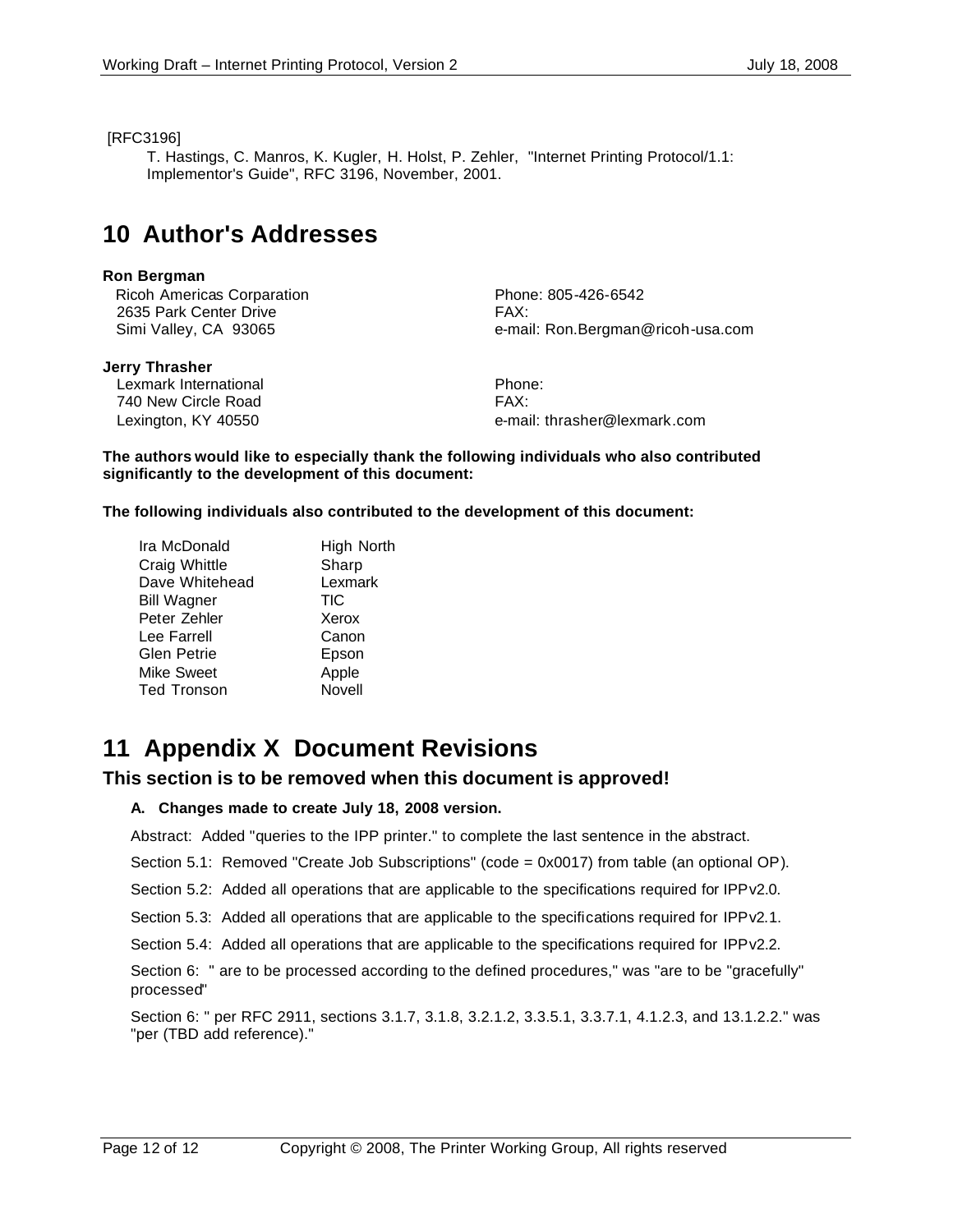[RFC3196]

T. Hastings, C. Manros, K. Kugler, H. Holst, P. Zehler, "Internet Printing Protocol/1.1: Implementor's Guide", RFC 3196, November, 2001.

# 10 Author's Addresses

**Ron Bergman**
Ricoh Americas Corparation
2635 Park Center Drive
Simi Valley, CA 93065

Phone: 805-426-6542
FAX:
e-mail: Ron.Bergman@ricoh-usa.com

**Jerry Thrasher**
Lexmark International
740 New Circle Road
Lexington, KY 40550

Phone:
FAX:
e-mail: thrasher@lexmark.com

**The authors would like to especially thank the following individuals who also contributed significantly to the development of this document:**

**The following individuals also contributed to the development of this document:**

| | |
|---|---|
| Ira McDonald | High North |
| Craig Whittle | Sharp |
| Dave Whitehead | Lexmark |
| Bill Wagner | TIC |
| Peter Zehler | Xerox |
| Lee Farrell | Canon |
| Glen Petrie | Epson |
| Mike Sweet | Apple |
| Ted Tronson | Novell |

# 11 Appendix X Document Revisions

## This section is to be removed when this document is approved!

**A. Changes made to create July 18, 2008 version.**

Abstract: Added "queries to the IPP printer." to complete the last sentence in the abstract.

Section 5.1: Removed "Create Job Subscriptions" (code = 0x0017) from table (an optional OP).

Section 5.2: Added all operations that are applicable to the specifications required for IPPv2.0.

Section 5.3: Added all operations that are applicable to the specifications required for IPPv2.1.

Section 5.4: Added all operations that are applicable to the specifications required for IPPv2.2.

Section 6: " are to be processed according to the defined procedures," was "are to be "gracefully" processed"

Section 6: " per RFC 2911, sections 3.1.7, 3.1.8, 3.2.1.2, 3.3.5.1, 3.3.7.1, 4.1.2.3, and 13.1.2.2." was "per (TBD add reference)."